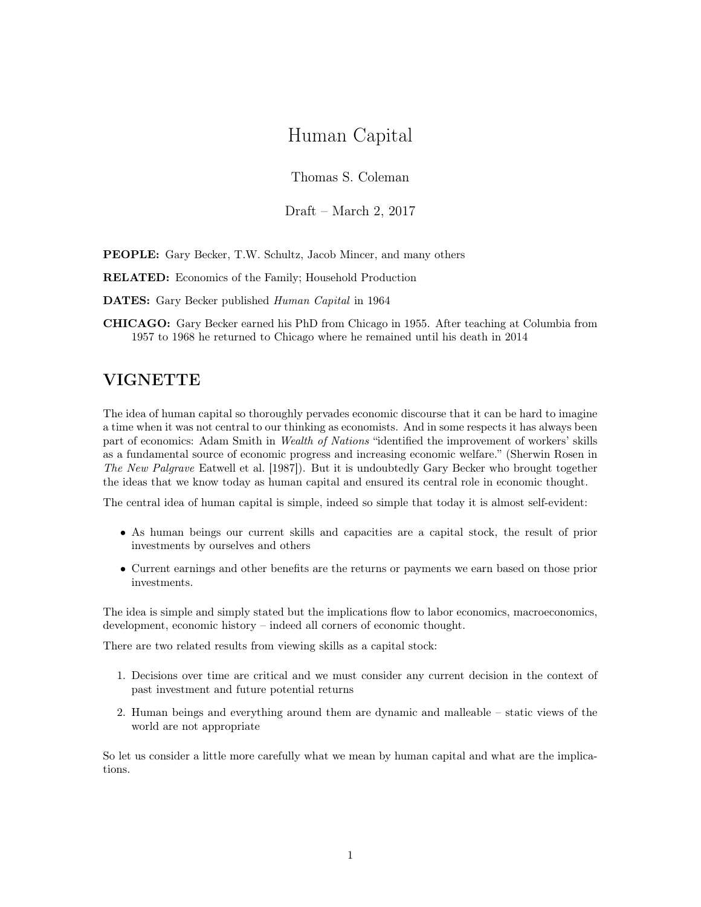# Human Capital

Thomas S. Coleman

Draft – March 2, 2017

**PEOPLE:** Gary Becker, T.W. Schultz, Jacob Mincer, and many others

**RELATED:** Economics of the Family; Household Production

**DATES:** Gary Becker published *Human Capital* in 1964

**CHICAGO:** Gary Becker earned his PhD from Chicago in 1955. After teaching at Columbia from 1957 to 1968 he returned to Chicago where he remained until his death in 2014

## VIGNETTE

The idea of human capital so thoroughly pervades economic discourse that it can be hard to imagine a time when it was not central to our thinking as economists. And in some respects it has always been part of economics: Adam Smith in *Wealth of Nations* "identified the improvement of workers' skills as a fundamental source of economic progress and increasing economic welfare." (Sherwin Rosen in *The New Palgrave* Eatwell et al. [1987]). But it is undoubtedly Gary Becker who brought together the ideas that we know today as human capital and ensured its central role in economic thought.

The central idea of human capital is simple, indeed so simple that today it is almost self-evident:

- As human beings our current skills and capacities are a capital stock, the result of prior investments by ourselves and others
- Current earnings and other benefits are the returns or payments we earn based on those prior investments.

The idea is simple and simply stated but the implications flow to labor economics, macroeconomics, development, economic history – indeed all corners of economic thought.

There are two related results from viewing skills as a capital stock:

1. Decisions over time are critical and we must consider any current decision in the context of past investment and future potential returns
2. Human beings and everything around them are dynamic and malleable – static views of the world are not appropriate

So let us consider a little more carefully what we mean by human capital and what are the implications.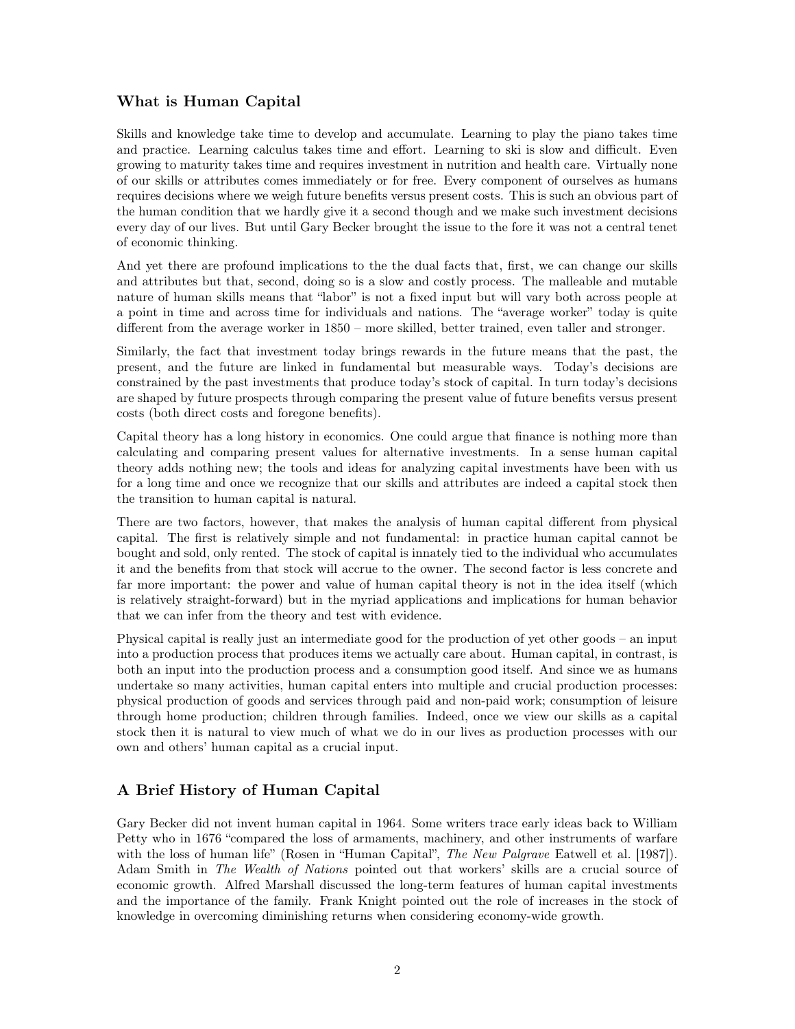## What is Human Capital

Skills and knowledge take time to develop and accumulate. Learning to play the piano takes time and practice. Learning calculus takes time and effort. Learning to ski is slow and difficult. Even growing to maturity takes time and requires investment in nutrition and health care. Virtually none of our skills or attributes comes immediately or for free. Every component of ourselves as humans requires decisions where we weigh future benefits versus present costs. This is such an obvious part of the human condition that we hardly give it a second though and we make such investment decisions every day of our lives. But until Gary Becker brought the issue to the fore it was not a central tenet of economic thinking.

And yet there are profound implications to the the dual facts that, first, we can change our skills and attributes but that, second, doing so is a slow and costly process. The malleable and mutable nature of human skills means that "labor" is not a fixed input but will vary both across people at a point in time and across time for individuals and nations. The "average worker" today is quite different from the average worker in 1850 – more skilled, better trained, even taller and stronger.

Similarly, the fact that investment today brings rewards in the future means that the past, the present, and the future are linked in fundamental but measurable ways. Today's decisions are constrained by the past investments that produce today's stock of capital. In turn today's decisions are shaped by future prospects through comparing the present value of future benefits versus present costs (both direct costs and foregone benefits).

Capital theory has a long history in economics. One could argue that finance is nothing more than calculating and comparing present values for alternative investments. In a sense human capital theory adds nothing new; the tools and ideas for analyzing capital investments have been with us for a long time and once we recognize that our skills and attributes are indeed a capital stock then the transition to human capital is natural.

There are two factors, however, that makes the analysis of human capital different from physical capital. The first is relatively simple and not fundamental: in practice human capital cannot be bought and sold, only rented. The stock of capital is innately tied to the individual who accumulates it and the benefits from that stock will accrue to the owner. The second factor is less concrete and far more important: the power and value of human capital theory is not in the idea itself (which is relatively straight-forward) but in the myriad applications and implications for human behavior that we can infer from the theory and test with evidence.

Physical capital is really just an intermediate good for the production of yet other goods – an input into a production process that produces items we actually care about. Human capital, in contrast, is both an input into the production process and a consumption good itself. And since we as humans undertake so many activities, human capital enters into multiple and crucial production processes: physical production of goods and services through paid and non-paid work; consumption of leisure through home production; children through families. Indeed, once we view our skills as a capital stock then it is natural to view much of what we do in our lives as production processes with our own and others' human capital as a crucial input.

## A Brief History of Human Capital

Gary Becker did not invent human capital in 1964. Some writers trace early ideas back to William Petty who in 1676 "compared the loss of armaments, machinery, and other instruments of warfare with the loss of human life" (Rosen in "Human Capital", *The New Palgrave* Eatwell et al. [1987]). Adam Smith in *The Wealth of Nations* pointed out that workers' skills are a crucial source of economic growth. Alfred Marshall discussed the long-term features of human capital investments and the importance of the family. Frank Knight pointed out the role of increases in the stock of knowledge in overcoming diminishing returns when considering economy-wide growth.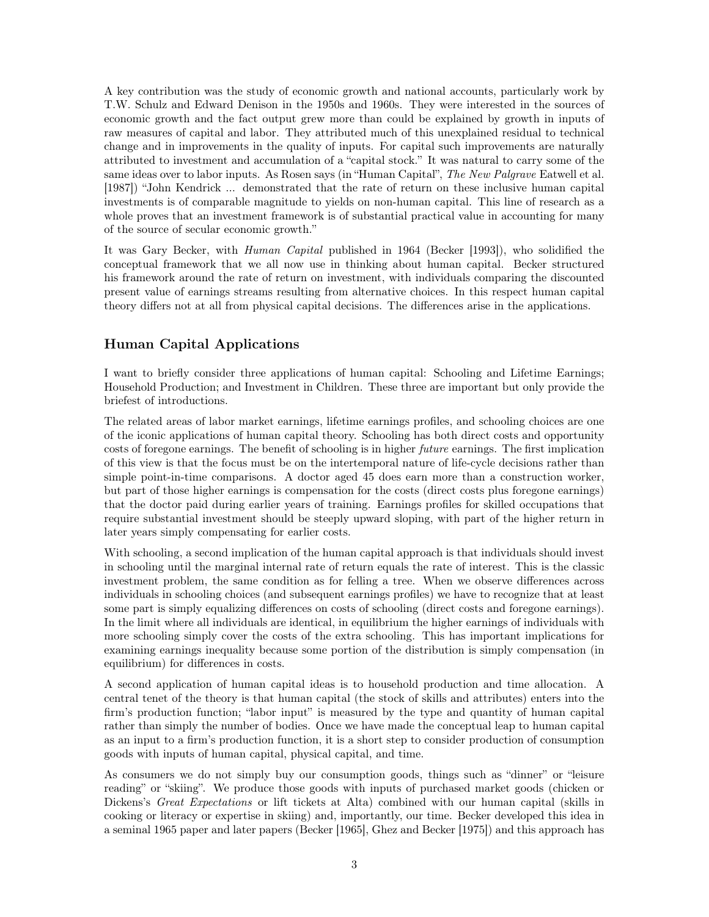A key contribution was the study of economic growth and national accounts, particularly work by T.W. Schulz and Edward Denison in the 1950s and 1960s. They were interested in the sources of economic growth and the fact output grew more than could be explained by growth in inputs of raw measures of capital and labor. They attributed much of this unexplained residual to technical change and in improvements in the quality of inputs. For capital such improvements are naturally attributed to investment and accumulation of a "capital stock." It was natural to carry some of the same ideas over to labor inputs. As Rosen says (in "Human Capital", *The New Palgrave* Eatwell et al. [1987]) "John Kendrick ... demonstrated that the rate of return on these inclusive human capital investments is of comparable magnitude to yields on non-human capital. This line of research as a whole proves that an investment framework is of substantial practical value in accounting for many of the source of secular economic growth."

It was Gary Becker, with *Human Capital* published in 1964 (Becker [1993]), who solidified the conceptual framework that we all now use in thinking about human capital. Becker structured his framework around the rate of return on investment, with individuals comparing the discounted present value of earnings streams resulting from alternative choices. In this respect human capital theory differs not at all from physical capital decisions. The differences arise in the applications.

## Human Capital Applications

I want to briefly consider three applications of human capital: Schooling and Lifetime Earnings; Household Production; and Investment in Children. These three are important but only provide the briefest of introductions.

The related areas of labor market earnings, lifetime earnings profiles, and schooling choices are one of the iconic applications of human capital theory. Schooling has both direct costs and opportunity costs of foregone earnings. The benefit of schooling is in higher *future* earnings. The first implication of this view is that the focus must be on the intertemporal nature of life-cycle decisions rather than simple point-in-time comparisons. A doctor aged 45 does earn more than a construction worker, but part of those higher earnings is compensation for the costs (direct costs plus foregone earnings) that the doctor paid during earlier years of training. Earnings profiles for skilled occupations that require substantial investment should be steeply upward sloping, with part of the higher return in later years simply compensating for earlier costs.

With schooling, a second implication of the human capital approach is that individuals should invest in schooling until the marginal internal rate of return equals the rate of interest. This is the classic investment problem, the same condition as for felling a tree. When we observe differences across individuals in schooling choices (and subsequent earnings profiles) we have to recognize that at least some part is simply equalizing differences on costs of schooling (direct costs and foregone earnings). In the limit where all individuals are identical, in equilibrium the higher earnings of individuals with more schooling simply cover the costs of the extra schooling. This has important implications for examining earnings inequality because some portion of the distribution is simply compensation (in equilibrium) for differences in costs.

A second application of human capital ideas is to household production and time allocation. A central tenet of the theory is that human capital (the stock of skills and attributes) enters into the firm's production function; "labor input" is measured by the type and quantity of human capital rather than simply the number of bodies. Once we have made the conceptual leap to human capital as an input to a firm's production function, it is a short step to consider production of consumption goods with inputs of human capital, physical capital, and time.

As consumers we do not simply buy our consumption goods, things such as "dinner" or "leisure reading" or "skiing". We produce those goods with inputs of purchased market goods (chicken or Dickens's *Great Expectations* or lift tickets at Alta) combined with our human capital (skills in cooking or literacy or expertise in skiing) and, importantly, our time. Becker developed this idea in a seminal 1965 paper and later papers (Becker [1965], Ghez and Becker [1975]) and this approach has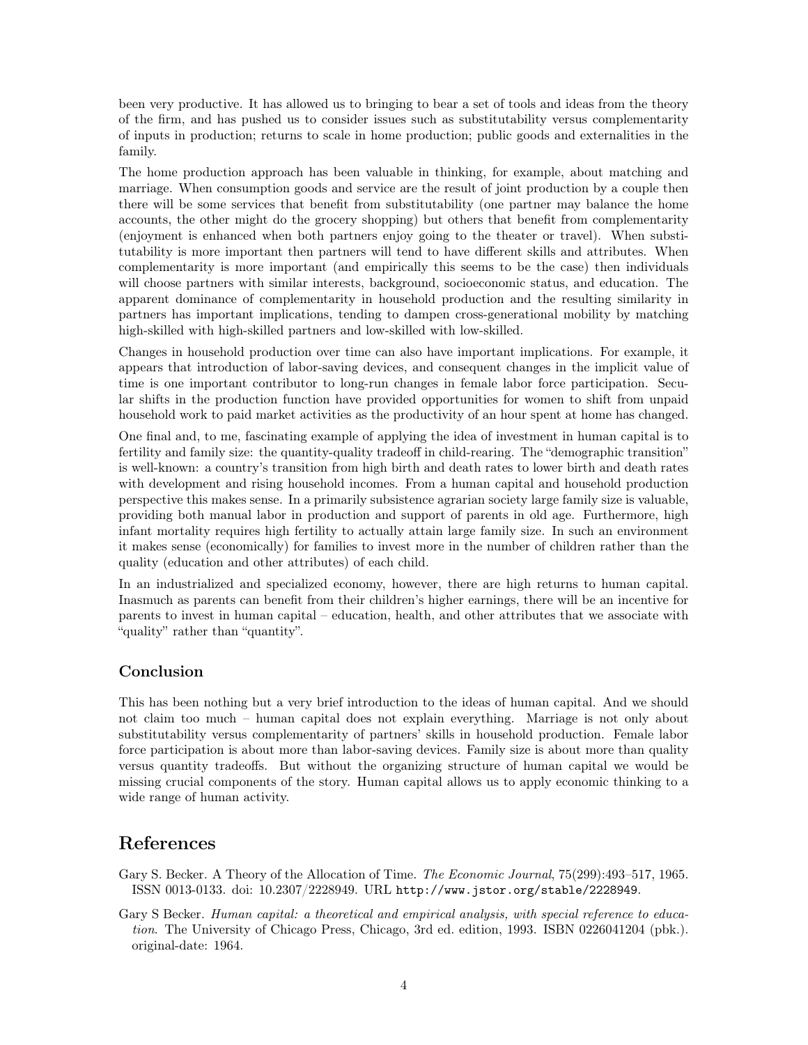been very productive. It has allowed us to bringing to bear a set of tools and ideas from the theory of the firm, and has pushed us to consider issues such as substitutability versus complementarity of inputs in production; returns to scale in home production; public goods and externalities in the family.

The home production approach has been valuable in thinking, for example, about matching and marriage. When consumption goods and service are the result of joint production by a couple then there will be some services that benefit from substitutability (one partner may balance the home accounts, the other might do the grocery shopping) but others that benefit from complementarity (enjoyment is enhanced when both partners enjoy going to the theater or travel). When substitutability is more important then partners will tend to have different skills and attributes. When complementarity is more important (and empirically this seems to be the case) then individuals will choose partners with similar interests, background, socioeconomic status, and education. The apparent dominance of complementarity in household production and the resulting similarity in partners has important implications, tending to dampen cross-generational mobility by matching high-skilled with high-skilled partners and low-skilled with low-skilled.

Changes in household production over time can also have important implications. For example, it appears that introduction of labor-saving devices, and consequent changes in the implicit value of time is one important contributor to long-run changes in female labor force participation. Secular shifts in the production function have provided opportunities for women to shift from unpaid household work to paid market activities as the productivity of an hour spent at home has changed.

One final and, to me, fascinating example of applying the idea of investment in human capital is to fertility and family size: the quantity-quality tradeoff in child-rearing. The "demographic transition" is well-known: a country's transition from high birth and death rates to lower birth and death rates with development and rising household incomes. From a human capital and household production perspective this makes sense. In a primarily subsistence agrarian society large family size is valuable, providing both manual labor in production and support of parents in old age. Furthermore, high infant mortality requires high fertility to actually attain large family size. In such an environment it makes sense (economically) for families to invest more in the number of children rather than the quality (education and other attributes) of each child.

In an industrialized and specialized economy, however, there are high returns to human capital. Inasmuch as parents can benefit from their children's higher earnings, there will be an incentive for parents to invest in human capital – education, health, and other attributes that we associate with "quality" rather than "quantity".

## Conclusion

This has been nothing but a very brief introduction to the ideas of human capital. And we should not claim too much – human capital does not explain everything. Marriage is not only about substitutability versus complementarity of partners' skills in household production. Female labor force participation is about more than labor-saving devices. Family size is about more than quality versus quantity tradeoffs. But without the organizing structure of human capital we would be missing crucial components of the story. Human capital allows us to apply economic thinking to a wide range of human activity.

# References

Gary S. Becker. A Theory of the Allocation of Time. *The Economic Journal*, 75(299):493–517, 1965. ISSN 0013-0133. doi: 10.2307/2228949. URL http://www.jstor.org/stable/2228949.

Gary S Becker. *Human capital: a theoretical and empirical analysis, with special reference to education*. The University of Chicago Press, Chicago, 3rd ed. edition, 1993. ISBN 0226041204 (pbk.). original-date: 1964.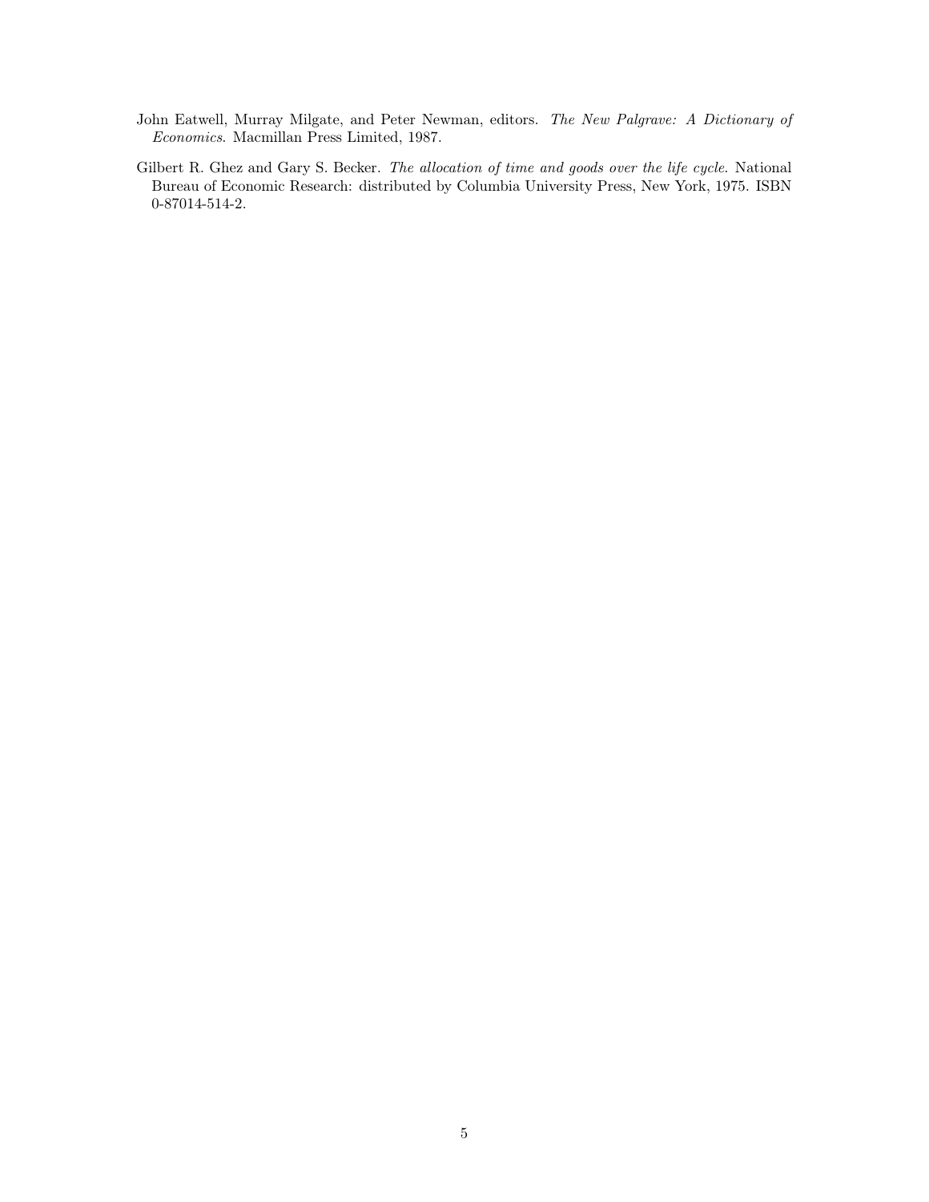John Eatwell, Murray Milgate, and Peter Newman, editors. *The New Palgrave: A Dictionary of Economics*. Macmillan Press Limited, 1987.

Gilbert R. Ghez and Gary S. Becker. *The allocation of time and goods over the life cycle*. National Bureau of Economic Research: distributed by Columbia University Press, New York, 1975. ISBN 0-87014-514-2.